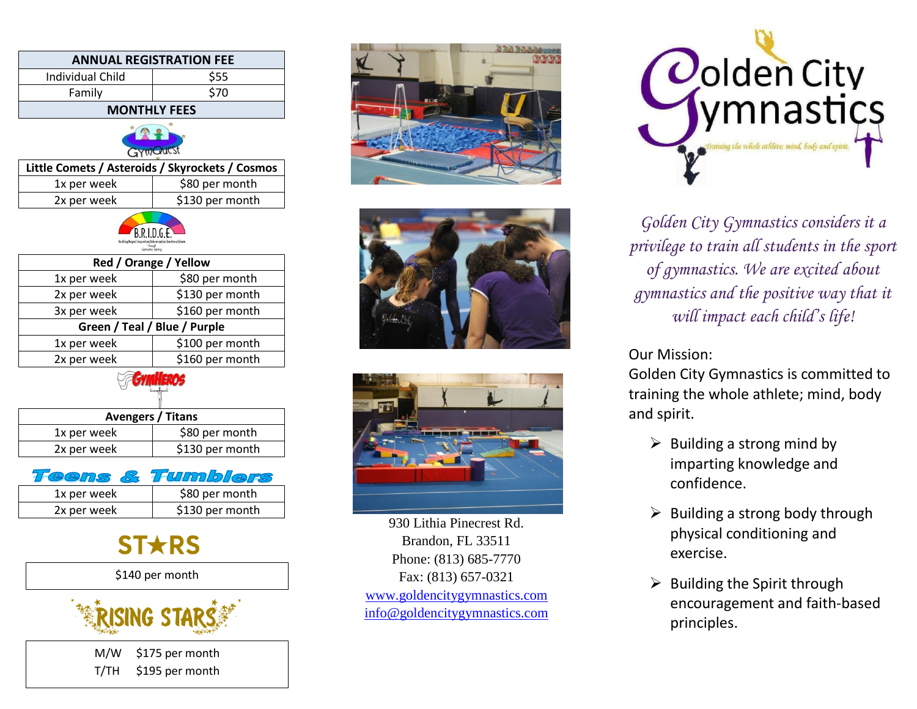| ANNUAL REGISTRATION FEE | |
|---|---|
| Individual Child | $55 |
| Family | $70 |

**MONTHLY FEES**

GymQuest

| Little Comets / Asteroids / Skyrockets / Cosmos | |
|---|---|
| 1x per week | $80 per month |
| 2x per week | $130 per month |

B.R.I.D.G.E.

| Red / Orange / Yellow | |
|---|---|
| 1x per week | $80 per month |
| 2x per week | $130 per month |
| 3x per week | $160 per month |
| **Green / Teal / Blue / Purple** | |
| 1x per week | $100 per month |
| 2x per week | $160 per month |

GymHeros

| Avengers / Titans | |
|---|---|
| 1x per week | $80 per month |
| 2x per week | $130 per month |

**Teens & Tumblers**

| 1x per week | $80 per month |
|---|---|
| 2x per week | $130 per month |

**STARS**

$140 per month

**RISING STARS**

M/W $175 per month
T/TH $195 per month

930 Lithia Pinecrest Rd.
Brandon, FL 33511
Phone: (813) 685-7770
Fax: (813) 657-0321
www.goldencitygymnastics.com
info@goldencitygymnastics.com

# Golden City Gymnastics

*Training the whole athlete; mind, body and spirit.*

*Golden City Gymnastics considers it a privilege to train all students in the sport of gymnastics. We are excited about gymnastics and the positive way that it will impact each child's life!*

Our Mission:
Golden City Gymnastics is committed to training the whole athlete; mind, body and spirit.

- Building a strong mind by imparting knowledge and confidence.
- Building a strong body through physical conditioning and exercise.
- Building the Spirit through encouragement and faith-based principles.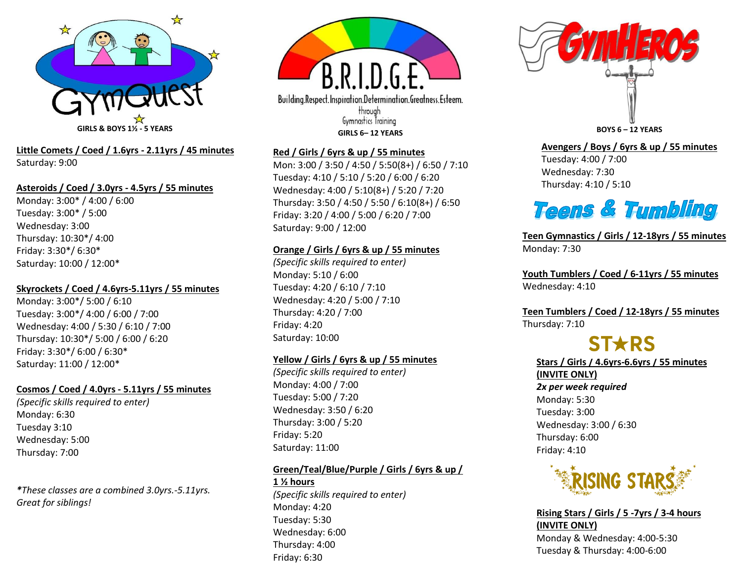# GymQuest

**GIRLS & BOYS 1½ - 5 YEARS**

**Little Comets / Coed / 1.6yrs - 2.11yrs / 45 minutes**
Saturday: 9:00

**Asteroids / Coed / 3.0yrs - 4.5yrs / 55 minutes**
Monday: 3:00* / 4:00 / 6:00
Tuesday: 3:00* / 5:00
Wednesday: 3:00
Thursday: 10:30*/ 4:00
Friday: 3:30*/ 6:30*
Saturday: 10:00 / 12:00*

**Skyrockets / Coed / 4.6yrs-5.11yrs / 55 minutes**
Monday: 3:00*/ 5:00 / 6:10
Tuesday: 3:00*/ 4:00 / 6:00 / 7:00
Wednesday: 4:00 / 5:30 / 6:10 / 7:00
Thursday: 10:30*/ 5:00 / 6:00 / 6:20
Friday: 3:30*/ 6:00 / 6:30*
Saturday: 11:00 / 12:00*

**Cosmos / Coed / 4.0yrs - 5.11yrs / 55 minutes**
*(Specific skills required to enter)*
Monday: 6:30
Tuesday 3:10
Wednesday: 5:00
Thursday: 7:00

****These classes are a combined 3.0yrs.-5.11yrs. Great for siblings!***

# B.R.I.D.G.E.

Building.Respect.Inspiration.Determination.Greatness.Esteem.
through
Gymnastics Training

**GIRLS 6– 12 YEARS**

**Red / Girls / 6yrs & up / 55 minutes**
Mon: 3:00 / 3:50 / 4:50 / 5:50(8+) / 6:50 / 7:10
Tuesday: 4:10 / 5:10 / 5:20 / 6:00 / 6:20
Wednesday: 4:00 / 5:10(8+) / 5:20 / 7:20
Thursday: 3:50 / 4:50 / 5:50 / 6:10(8+) / 6:50
Friday: 3:20 / 4:00 / 5:00 / 6:20 / 7:00
Saturday: 9:00 / 12:00

**Orange / Girls / 6yrs & up / 55 minutes**
*(Specific skills required to enter)*
Monday: 5:10 / 6:00
Tuesday: 4:20 / 6:10 / 7:10
Wednesday: 4:20 / 5:00 / 7:10
Thursday: 4:20 / 7:00
Friday: 4:20
Saturday: 10:00

**Yellow / Girls / 6yrs & up / 55 minutes**
*(Specific skills required to enter)*
Monday: 4:00 / 7:00
Tuesday: 5:00 / 7:20
Wednesday: 3:50 / 6:20
Thursday: 3:00 / 5:20
Friday: 5:20
Saturday: 11:00

**Green/Teal/Blue/Purple / Girls / 6yrs & up / 1 ½ hours**
*(Specific skills required to enter)*
Monday: 4:20
Tuesday: 5:30
Wednesday: 6:00
Thursday: 4:00
Friday: 6:30

# GYMHEROS

**BOYS 6 – 12 YEARS**

**Avengers / Boys / 6yrs & up / 55 minutes**
Tuesday: 4:00 / 7:00
Wednesday: 7:30
Thursday: 4:10 / 5:10

# Teens & Tumbling

**Teen Gymnastics / Girls / 12-18yrs / 55 minutes**
Monday: 7:30

**Youth Tumblers / Coed / 6-11yrs / 55 minutes**
Wednesday: 4:10

**Teen Tumblers / Coed / 12-18yrs / 55 minutes**
Thursday: 7:10

# STARS

**Stars / Girls / 4.6yrs-6.6yrs / 55 minutes (INVITE ONLY)**
***2x per week required***
Monday: 5:30
Tuesday: 3:00
Wednesday: 3:00 / 6:30
Thursday: 6:00
Friday: 4:10

# RISING STARS

**Rising Stars / Girls / 5 -7yrs / 3-4 hours (INVITE ONLY)**
Monday & Wednesday: 4:00-5:30
Tuesday & Thursday: 4:00-6:00